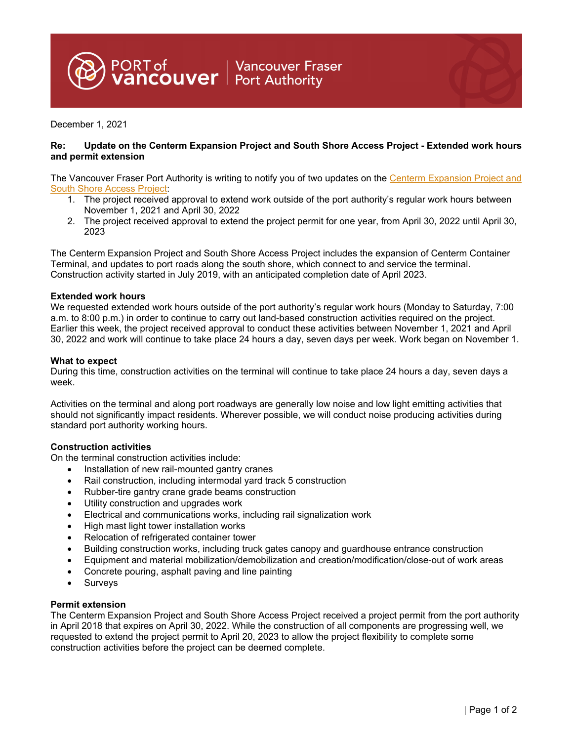PORT of vancouver | Vancouver Fraser Port Authority

December 1, 2021

**Re: Update on the Centerm Expansion Project and South Shore Access Project - Extended work hours and permit extension**

The Vancouver Fraser Port Authority is writing to notify you of two updates on the Centerm Expansion Project and South Shore Access Project:

1. The project received approval to extend work outside of the port authority's regular work hours between November 1, 2021 and April 30, 2022
2. The project received approval to extend the project permit for one year, from April 30, 2022 until April 30, 2023

The Centerm Expansion Project and South Shore Access Project includes the expansion of Centerm Container Terminal, and updates to port roads along the south shore, which connect to and service the terminal. Construction activity started in July 2019, with an anticipated completion date of April 2023.

**Extended work hours**

We requested extended work hours outside of the port authority's regular work hours (Monday to Saturday, 7:00 a.m. to 8:00 p.m.) in order to continue to carry out land-based construction activities required on the project. Earlier this week, the project received approval to conduct these activities between November 1, 2021 and April 30, 2022 and work will continue to take place 24 hours a day, seven days per week. Work began on November 1.

**What to expect**

During this time, construction activities on the terminal will continue to take place 24 hours a day, seven days a week.

Activities on the terminal and along port roadways are generally low noise and low light emitting activities that should not significantly impact residents. Wherever possible, we will conduct noise producing activities during standard port authority working hours.

**Construction activities**

On the terminal construction activities include:

- Installation of new rail-mounted gantry cranes
- Rail construction, including intermodal yard track 5 construction
- Rubber-tire gantry crane grade beams construction
- Utility construction and upgrades work
- Electrical and communications works, including rail signalization work
- High mast light tower installation works
- Relocation of refrigerated container tower
- Building construction works, including truck gates canopy and guardhouse entrance construction
- Equipment and material mobilization/demobilization and creation/modification/close-out of work areas
- Concrete pouring, asphalt paving and line painting
- Surveys

**Permit extension**

The Centerm Expansion Project and South Shore Access Project received a project permit from the port authority in April 2018 that expires on April 30, 2022. While the construction of all components are progressing well, we requested to extend the project permit to April 20, 2023 to allow the project flexibility to complete some construction activities before the project can be deemed complete.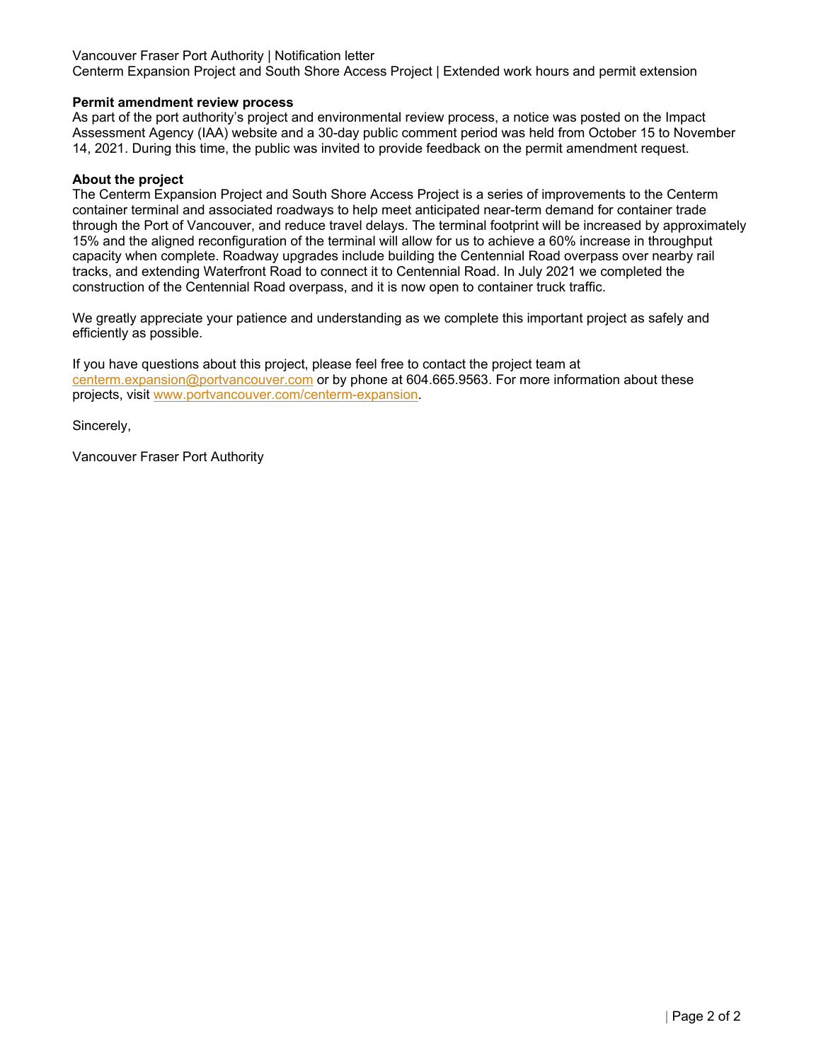## Permit amendment review process

As part of the port authority's project and environmental review process, a notice was posted on the Impact Assessment Agency (IAA) website and a 30-day public comment period was held from October 15 to November 14, 2021. During this time, the public was invited to provide feedback on the permit amendment request.

## About the project

The Centerm Expansion Project and South Shore Access Project is a series of improvements to the Centerm container terminal and associated roadways to help meet anticipated near-term demand for container trade through the Port of Vancouver, and reduce travel delays. The terminal footprint will be increased by approximately 15% and the aligned reconfiguration of the terminal will allow for us to achieve a 60% increase in throughput capacity when complete. Roadway upgrades include building the Centennial Road overpass over nearby rail tracks, and extending Waterfront Road to connect it to Centennial Road. In July 2021 we completed the construction of the Centennial Road overpass, and it is now open to container truck traffic.

We greatly appreciate your patience and understanding as we complete this important project as safely and efficiently as possible.

If you have questions about this project, please feel free to contact the project team at centerm.expansion@portvancouver.com or by phone at 604.665.9563. For more information about these projects, visit www.portvancouver.com/centerm-expansion.

Sincerely,

Vancouver Fraser Port Authority